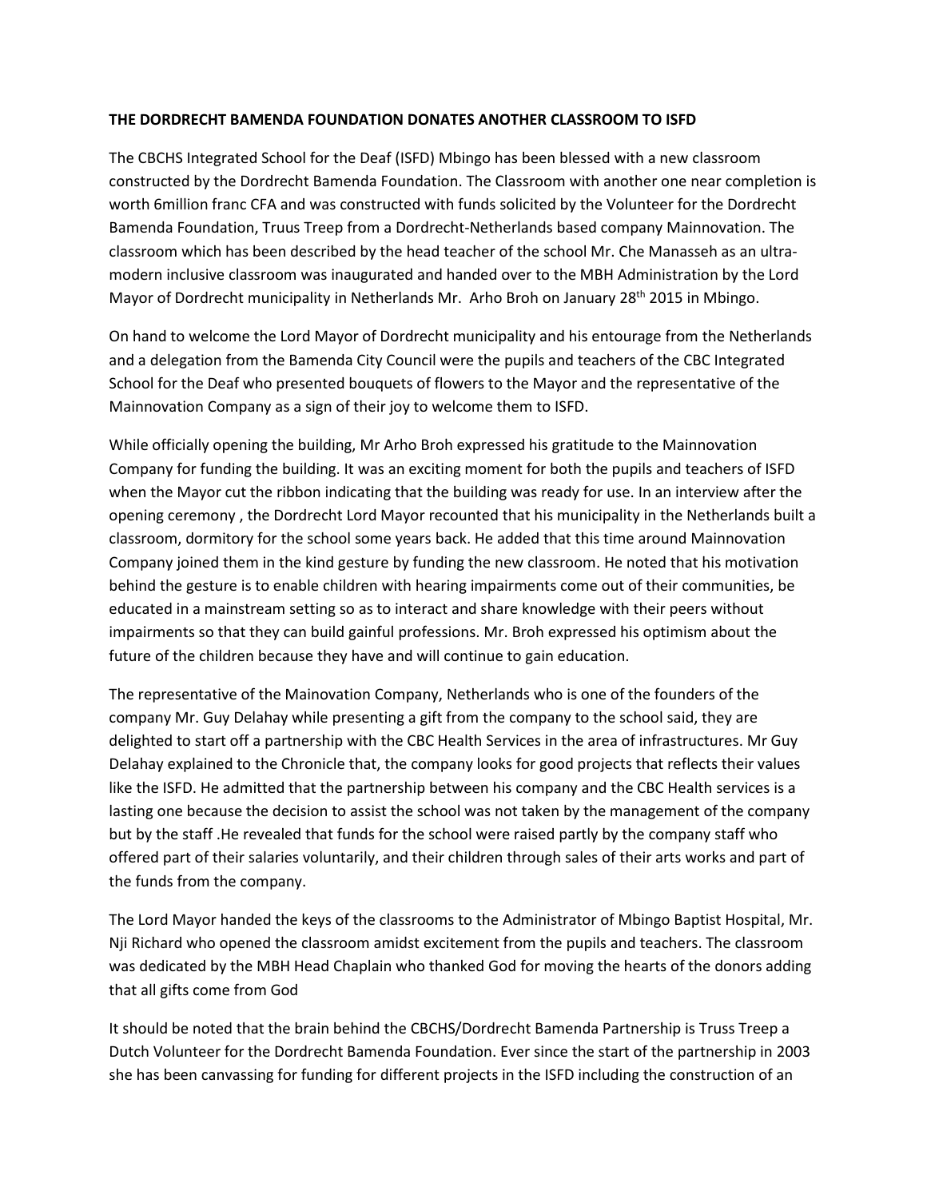**THE DORDRECHT BAMENDA FOUNDATION DONATES ANOTHER CLASSROOM TO ISFD**

The CBCHS Integrated School for the Deaf (ISFD) Mbingo has been blessed with a new classroom constructed by the Dordrecht Bamenda Foundation. The Classroom with another one near completion is worth 6million franc CFA and was constructed with funds solicited by the Volunteer for the Dordrecht Bamenda Foundation, Truus Treep from a Dordrecht-Netherlands based company Mainnovation. The classroom which has been described by the head teacher of the school Mr. Che Manasseh as an ultra-modern inclusive classroom was inaugurated and handed over to the MBH Administration by the Lord Mayor of Dordrecht municipality in Netherlands Mr. Arho Broh on January 28th 2015 in Mbingo.

On hand to welcome the Lord Mayor of Dordrecht municipality and his entourage from the Netherlands and a delegation from the Bamenda City Council were the pupils and teachers of the CBC Integrated School for the Deaf who presented bouquets of flowers to the Mayor and the representative of the Mainnovation Company as a sign of their joy to welcome them to ISFD.

While officially opening the building, Mr Arho Broh expressed his gratitude to the Mainnovation Company for funding the building. It was an exciting moment for both the pupils and teachers of ISFD when the Mayor cut the ribbon indicating that the building was ready for use. In an interview after the opening ceremony , the Dordrecht Lord Mayor recounted that his municipality in the Netherlands built a classroom, dormitory for the school some years back. He added that this time around Mainnovation Company joined them in the kind gesture by funding the new classroom. He noted that his motivation behind the gesture is to enable children with hearing impairments come out of their communities, be educated in a mainstream setting so as to interact and share knowledge with their peers without impairments so that they can build gainful professions. Mr. Broh expressed his optimism about the future of the children because they have and will continue to gain education.

The representative of the Mainovation Company, Netherlands who is one of the founders of the company Mr. Guy Delahay while presenting a gift from the company to the school said, they are delighted to start off a partnership with the CBC Health Services in the area of infrastructures. Mr Guy Delahay explained to the Chronicle that, the company looks for good projects that reflects their values like the ISFD. He admitted that the partnership between his company and the CBC Health services is a lasting one because the decision to assist the school was not taken by the management of the company but by the staff .He revealed that funds for the school were raised partly by the company staff who offered part of their salaries voluntarily, and their children through sales of their arts works and part of the funds from the company.

The Lord Mayor handed the keys of the classrooms to the Administrator of Mbingo Baptist Hospital, Mr. Nji Richard who opened the classroom amidst excitement from the pupils and teachers. The classroom was dedicated by the MBH Head Chaplain who thanked God for moving the hearts of the donors adding that all gifts come from God

It should be noted that the brain behind the CBCHS/Dordrecht Bamenda Partnership is Truss Treep a Dutch Volunteer for the Dordrecht Bamenda Foundation. Ever since the start of the partnership in 2003 she has been canvassing for funding for different projects in the ISFD including the construction of an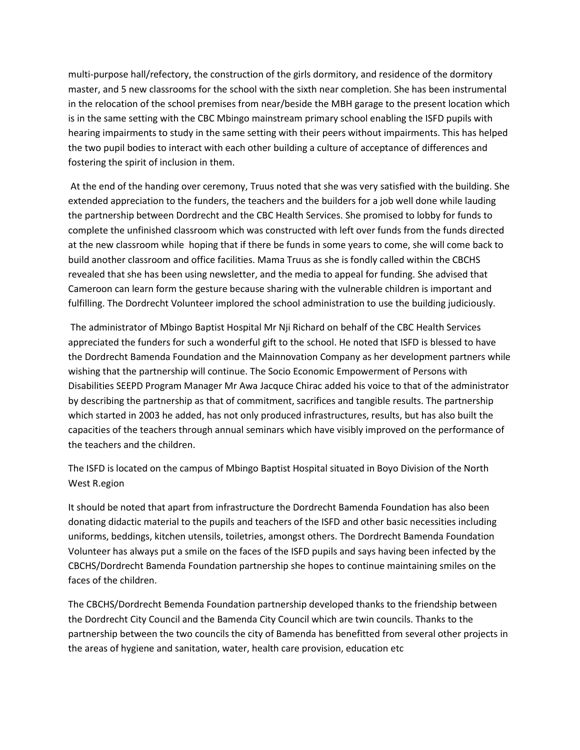multi-purpose hall/refectory, the construction of the girls dormitory, and residence of the dormitory master, and 5 new classrooms for the school with the sixth near completion. She has been instrumental in the relocation of the school premises from near/beside the MBH garage to the present location which is in the same setting with the CBC Mbingo mainstream primary school enabling the ISFD pupils with hearing impairments to study in the same setting with their peers without impairments. This has helped the two pupil bodies to interact with each other building a culture of acceptance of differences and fostering the spirit of inclusion in them.

At the end of the handing over ceremony, Truus noted that she was very satisfied with the building. She extended appreciation to the funders, the teachers and the builders for a job well done while lauding the partnership between Dordrecht and the CBC Health Services. She promised to lobby for funds to complete the unfinished classroom which was constructed with left over funds from the funds directed at the new classroom while hoping that if there be funds in some years to come, she will come back to build another classroom and office facilities. Mama Truus as she is fondly called within the CBCHS revealed that she has been using newsletter, and the media to appeal for funding. She advised that Cameroon can learn form the gesture because sharing with the vulnerable children is important and fulfilling. The Dordrecht Volunteer implored the school administration to use the building judiciously.

The administrator of Mbingo Baptist Hospital Mr Nji Richard on behalf of the CBC Health Services appreciated the funders for such a wonderful gift to the school. He noted that ISFD is blessed to have the Dordrecht Bamenda Foundation and the Mainnovation Company as her development partners while wishing that the partnership will continue. The Socio Economic Empowerment of Persons with Disabilities SEEPD Program Manager Mr Awa Jacquce Chirac added his voice to that of the administrator by describing the partnership as that of commitment, sacrifices and tangible results. The partnership which started in 2003 he added, has not only produced infrastructures, results, but has also built the capacities of the teachers through annual seminars which have visibly improved on the performance of the teachers and the children.

The ISFD is located on the campus of Mbingo Baptist Hospital situated in Boyo Division of the North West R.egion

It should be noted that apart from infrastructure the Dordrecht Bamenda Foundation has also been donating didactic material to the pupils and teachers of the ISFD and other basic necessities including uniforms, beddings, kitchen utensils, toiletries, amongst others. The Dordrecht Bamenda Foundation Volunteer has always put a smile on the faces of the ISFD pupils and says having been infected by the CBCHS/Dordrecht Bamenda Foundation partnership she hopes to continue maintaining smiles on the faces of the children.

The CBCHS/Dordrecht Bemenda Foundation partnership developed thanks to the friendship between the Dordrecht City Council and the Bamenda City Council which are twin councils. Thanks to the partnership between the two councils the city of Bamenda has benefitted from several other projects in the areas of hygiene and sanitation, water, health care provision, education etc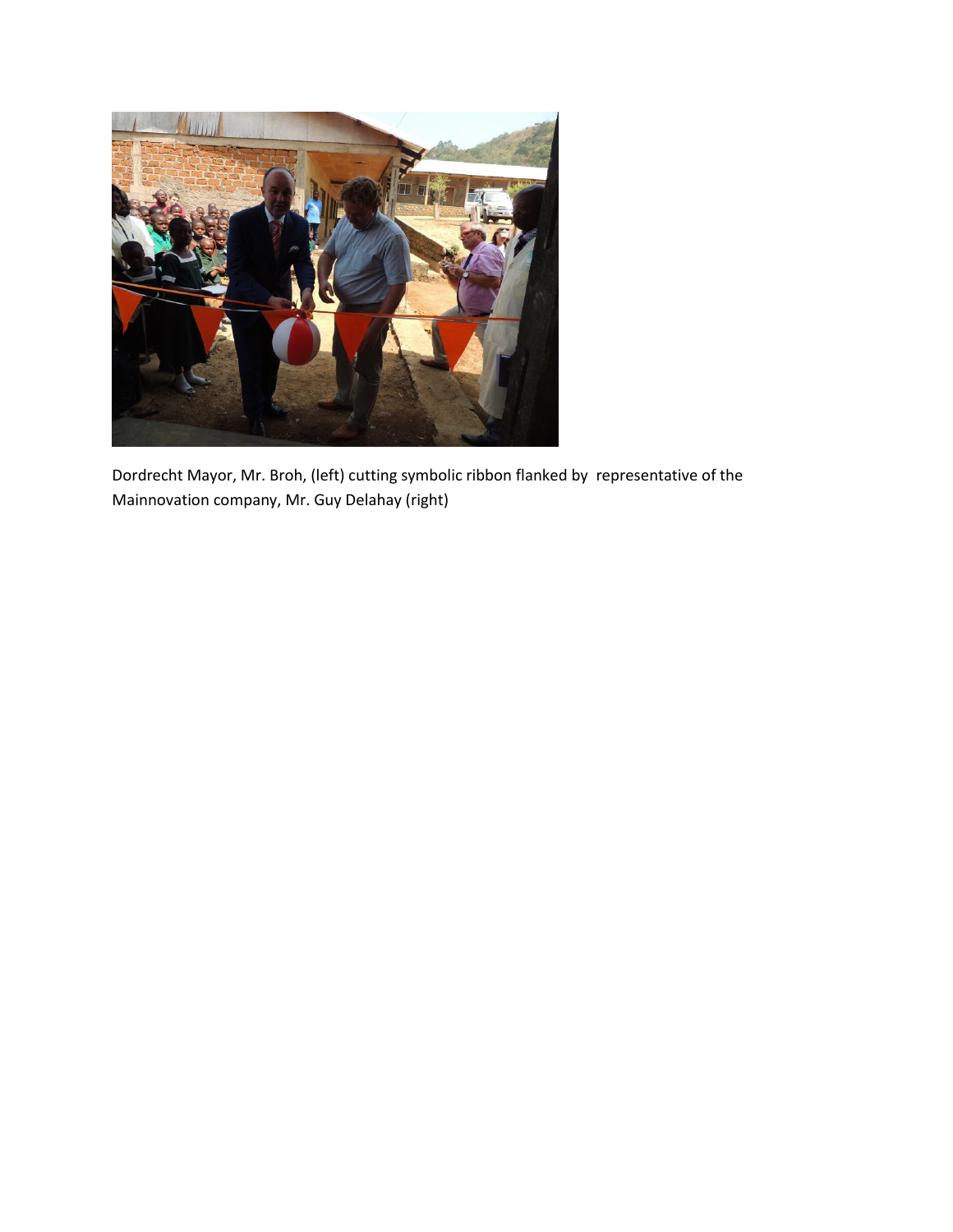Dordrecht Mayor, Mr. Broh, (left) cutting symbolic ribbon flanked by  representative of the Mainnovation company, Mr. Guy Delahay (right)